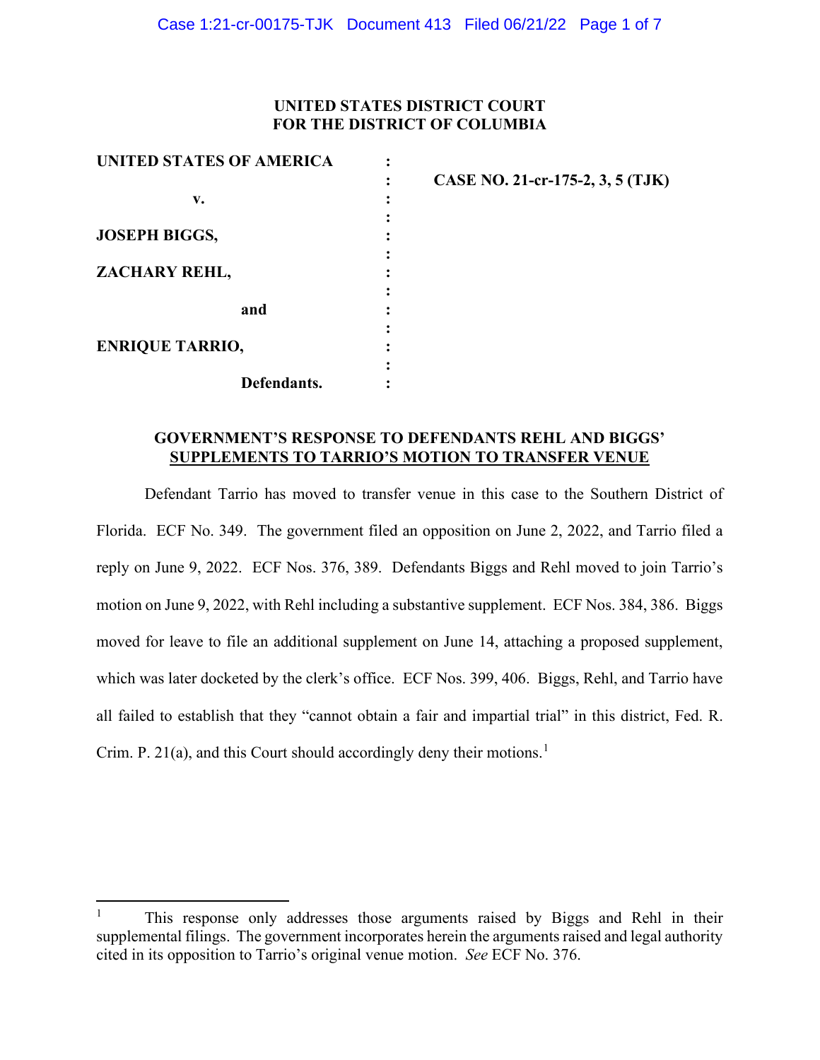**UNITED STATES DISTRICT COURT**
**FOR THE DISTRICT OF COLUMBIA**

| | | |
|---|---|---|
| **UNITED STATES OF AMERICA** | : | |
| | : | **CASE NO. 21-cr-175-2, 3, 5 (TJK)** |
| **v.** | : | |
| | : | |
| **JOSEPH BIGGS,** | : | |
| | : | |
| **ZACHARY REHL,** | : | |
| | : | |
| **and** | : | |
| | : | |
| **ENRIQUE TARRIO,** | : | |
| | : | |
| **Defendants.** | : | |

## GOVERNMENT'S RESPONSE TO DEFENDANTS REHL AND BIGGS' SUPPLEMENTS TO TARRIO'S MOTION TO TRANSFER VENUE

Defendant Tarrio has moved to transfer venue in this case to the Southern District of Florida. ECF No. 349. The government filed an opposition on June 2, 2022, and Tarrio filed a reply on June 9, 2022. ECF Nos. 376, 389. Defendants Biggs and Rehl moved to join Tarrio's motion on June 9, 2022, with Rehl including a substantive supplement. ECF Nos. 384, 386. Biggs moved for leave to file an additional supplement on June 14, attaching a proposed supplement, which was later docketed by the clerk's office. ECF Nos. 399, 406. Biggs, Rehl, and Tarrio have all failed to establish that they "cannot obtain a fair and impartial trial" in this district, Fed. R. Crim. P. 21(a), and this Court should accordingly deny their motions.[1]

---

[1] This response only addresses those arguments raised by Biggs and Rehl in their supplemental filings. The government incorporates herein the arguments raised and legal authority cited in its opposition to Tarrio's original venue motion. *See* ECF No. 376.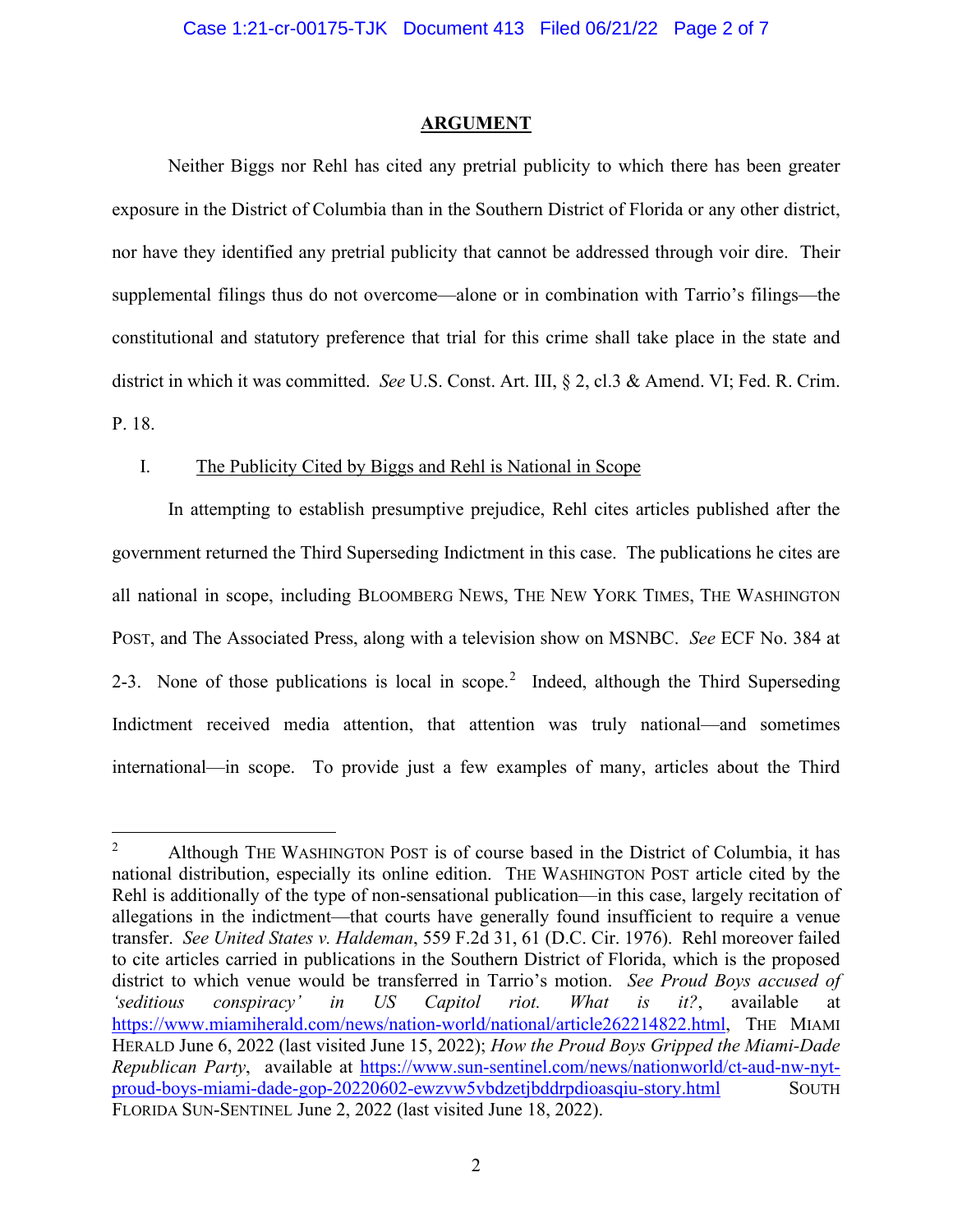## ARGUMENT

Neither Biggs nor Rehl has cited any pretrial publicity to which there has been greater exposure in the District of Columbia than in the Southern District of Florida or any other district, nor have they identified any pretrial publicity that cannot be addressed through voir dire. Their supplemental filings thus do not overcome—alone or in combination with Tarrio's filings—the constitutional and statutory preference that trial for this crime shall take place in the state and district in which it was committed. *See* U.S. Const. Art. III, § 2, cl.3 & Amend. VI; Fed. R. Crim. P. 18.

### I. The Publicity Cited by Biggs and Rehl is National in Scope

In attempting to establish presumptive prejudice, Rehl cites articles published after the government returned the Third Superseding Indictment in this case. The publications he cites are all national in scope, including BLOOMBERG NEWS, THE NEW YORK TIMES, THE WASHINGTON POST, and The Associated Press, along with a television show on MSNBC. *See* ECF No. 384 at 2-3. None of those publications is local in scope.[2] Indeed, although the Third Superseding Indictment received media attention, that attention was truly national—and sometimes international—in scope. To provide just a few examples of many, articles about the Third

---

[2] Although THE WASHINGTON POST is of course based in the District of Columbia, it has national distribution, especially its online edition. THE WASHINGTON POST article cited by the Rehl is additionally of the type of non-sensational publication—in this case, largely recitation of allegations in the indictment—that courts have generally found insufficient to require a venue transfer. *See United States v. Haldeman*, 559 F.2d 31, 61 (D.C. Cir. 1976). Rehl moreover failed to cite articles carried in publications in the Southern District of Florida, which is the proposed district to which venue would be transferred in Tarrio's motion. *See Proud Boys accused of 'seditious conspiracy' in US Capitol riot. What is it?*, available at https://www.miamiherald.com/news/nation-world/national/article262214822.html, THE MIAMI HERALD June 6, 2022 (last visited June 15, 2022); *How the Proud Boys Gripped the Miami-Dade Republican Party*, available at https://www.sun-sentinel.com/news/nationworld/ct-aud-nw-nyt-proud-boys-miami-dade-gop-20220602-ewzvw5vbdzetjbddrpdioasqiu-story.html SOUTH FLORIDA SUN-SENTINEL June 2, 2022 (last visited June 18, 2022).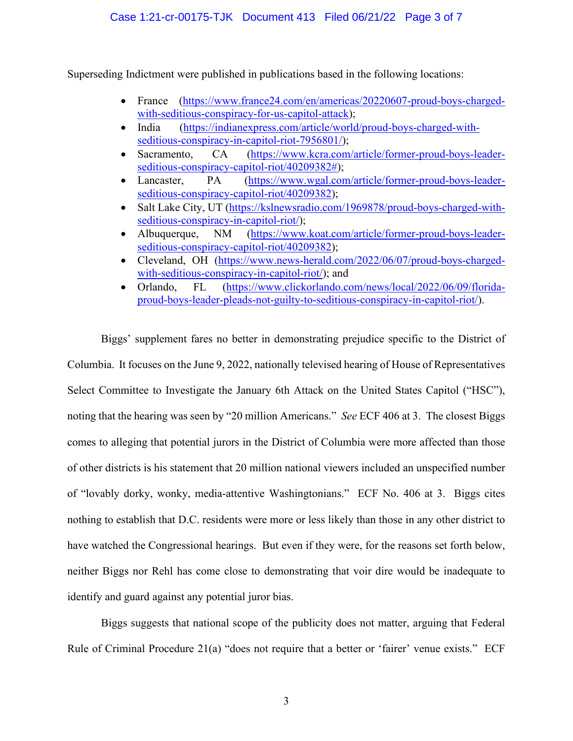Superseding Indictment were published in publications based in the following locations:

- France (https://www.france24.com/en/americas/20220607-proud-boys-charged-with-seditious-conspiracy-for-us-capitol-attack);
- India (https://indianexpress.com/article/world/proud-boys-charged-with-seditious-conspiracy-in-capitol-riot-7956801/);
- Sacramento, CA (https://www.kcra.com/article/former-proud-boys-leader-seditious-conspiracy-capitol-riot/40209382#);
- Lancaster, PA (https://www.wgal.com/article/former-proud-boys-leader-seditious-conspiracy-capitol-riot/40209382);
- Salt Lake City, UT (https://kslnewsradio.com/1969878/proud-boys-charged-with-seditious-conspiracy-in-capitol-riot/);
- Albuquerque, NM (https://www.koat.com/article/former-proud-boys-leader-seditious-conspiracy-capitol-riot/40209382);
- Cleveland, OH (https://www.news-herald.com/2022/06/07/proud-boys-charged-with-seditious-conspiracy-in-capitol-riot/); and
- Orlando, FL (https://www.clickorlando.com/news/local/2022/06/09/florida-proud-boys-leader-pleads-not-guilty-to-seditious-conspiracy-in-capitol-riot/).

Biggs' supplement fares no better in demonstrating prejudice specific to the District of Columbia. It focuses on the June 9, 2022, nationally televised hearing of House of Representatives Select Committee to Investigate the January 6th Attack on the United States Capitol ("HSC"), noting that the hearing was seen by "20 million Americans." *See* ECF 406 at 3. The closest Biggs comes to alleging that potential jurors in the District of Columbia were more affected than those of other districts is his statement that 20 million national viewers included an unspecified number of "lovably dorky, wonky, media-attentive Washingtonians." ECF No. 406 at 3. Biggs cites nothing to establish that D.C. residents were more or less likely than those in any other district to have watched the Congressional hearings. But even if they were, for the reasons set forth below, neither Biggs nor Rehl has come close to demonstrating that voir dire would be inadequate to identify and guard against any potential juror bias.

Biggs suggests that national scope of the publicity does not matter, arguing that Federal Rule of Criminal Procedure 21(a) "does not require that a better or 'fairer' venue exists." ECF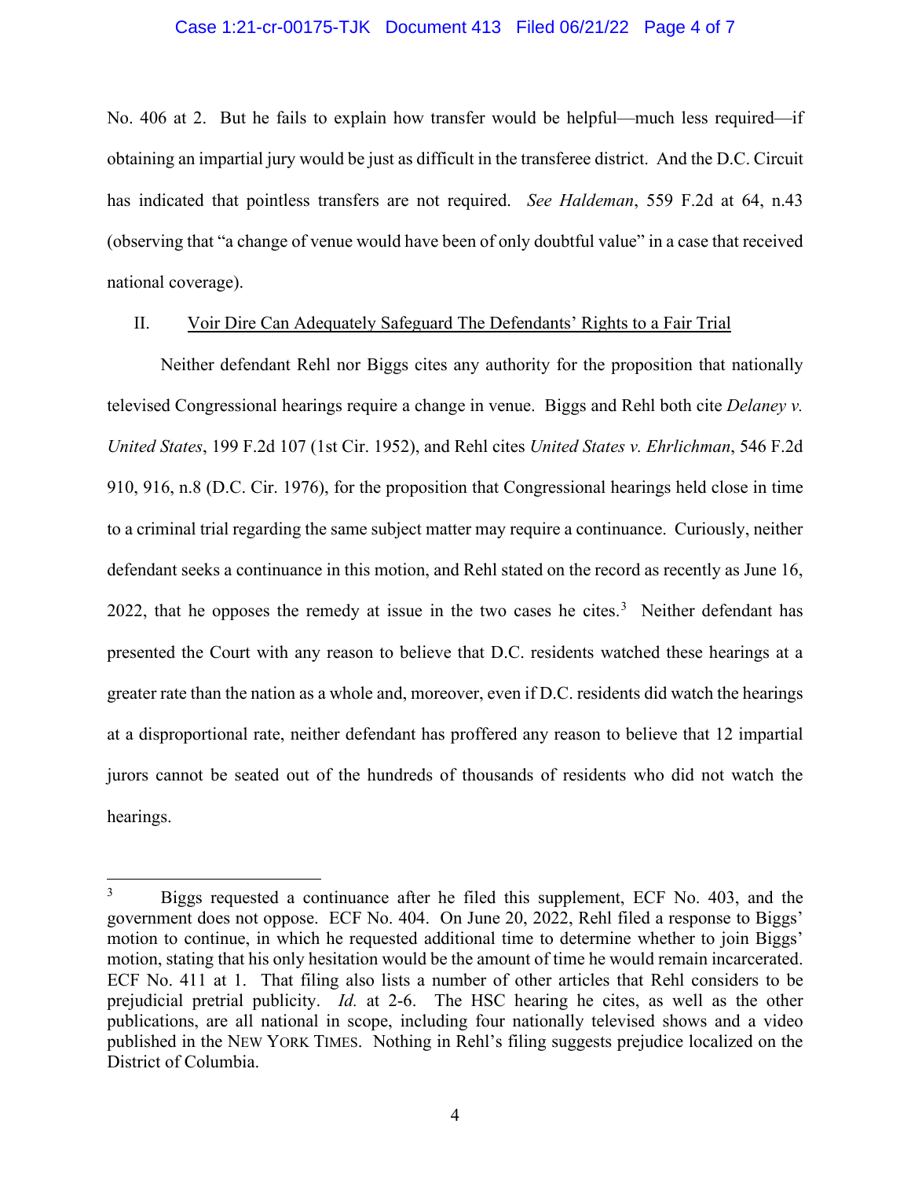No. 406 at 2. But he fails to explain how transfer would be helpful—much less required—if obtaining an impartial jury would be just as difficult in the transferee district. And the D.C. Circuit has indicated that pointless transfers are not required. *See Haldeman*, 559 F.2d at 64, n.43 (observing that "a change of venue would have been of only doubtful value" in a case that received national coverage).

## II. Voir Dire Can Adequately Safeguard The Defendants' Rights to a Fair Trial

Neither defendant Rehl nor Biggs cites any authority for the proposition that nationally televised Congressional hearings require a change in venue. Biggs and Rehl both cite *Delaney v. United States*, 199 F.2d 107 (1st Cir. 1952), and Rehl cites *United States v. Ehrlichman*, 546 F.2d 910, 916, n.8 (D.C. Cir. 1976), for the proposition that Congressional hearings held close in time to a criminal trial regarding the same subject matter may require a continuance. Curiously, neither defendant seeks a continuance in this motion, and Rehl stated on the record as recently as June 16, 2022, that he opposes the remedy at issue in the two cases he cites.[3] Neither defendant has presented the Court with any reason to believe that D.C. residents watched these hearings at a greater rate than the nation as a whole and, moreover, even if D.C. residents did watch the hearings at a disproportional rate, neither defendant has proffered any reason to believe that 12 impartial jurors cannot be seated out of the hundreds of thousands of residents who did not watch the hearings.

---

[3] Biggs requested a continuance after he filed this supplement, ECF No. 403, and the government does not oppose. ECF No. 404. On June 20, 2022, Rehl filed a response to Biggs' motion to continue, in which he requested additional time to determine whether to join Biggs' motion, stating that his only hesitation would be the amount of time he would remain incarcerated. ECF No. 411 at 1. That filing also lists a number of other articles that Rehl considers to be prejudicial pretrial publicity. *Id.* at 2-6. The HSC hearing he cites, as well as the other publications, are all national in scope, including four nationally televised shows and a video published in the NEW YORK TIMES. Nothing in Rehl's filing suggests prejudice localized on the District of Columbia.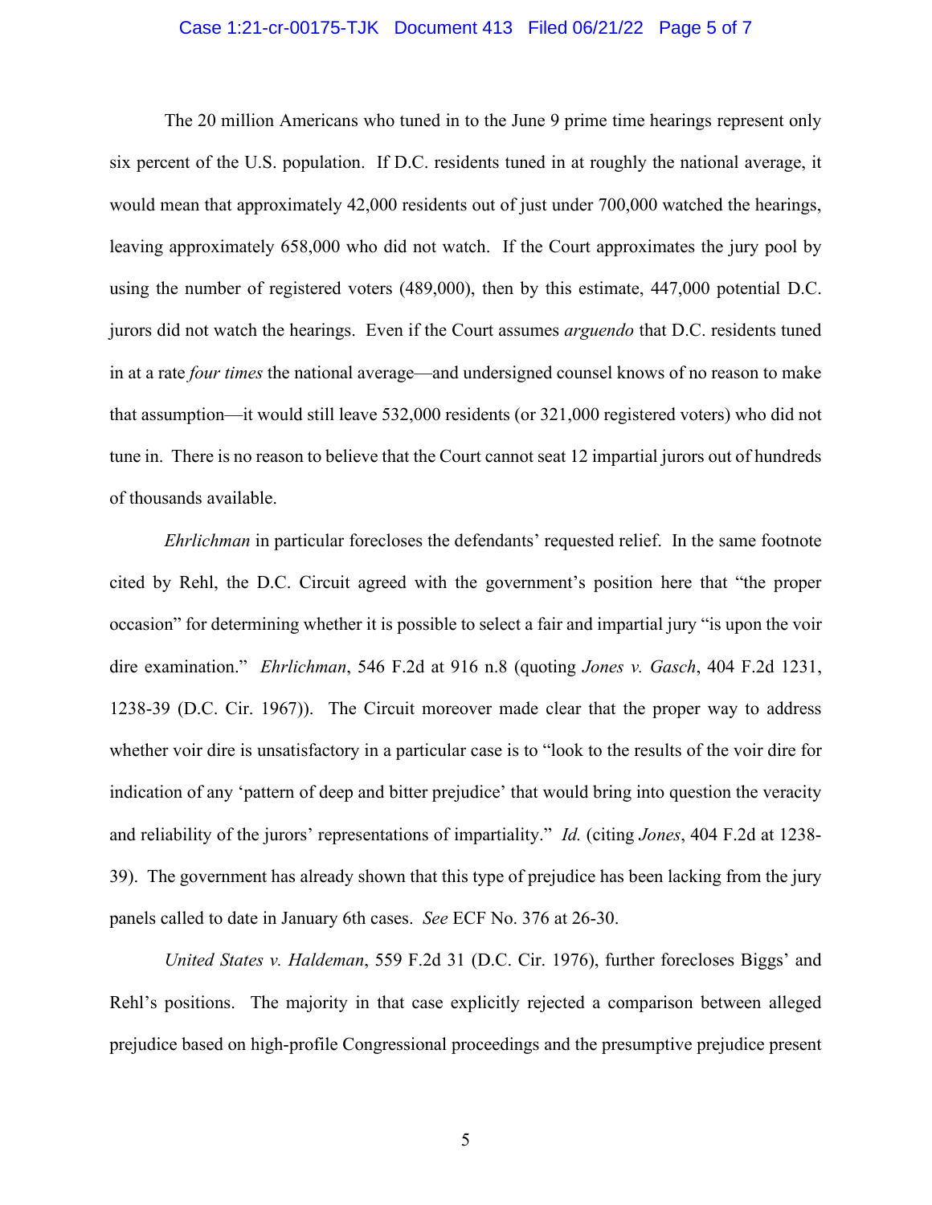The 20 million Americans who tuned in to the June 9 prime time hearings represent only six percent of the U.S. population. If D.C. residents tuned in at roughly the national average, it would mean that approximately 42,000 residents out of just under 700,000 watched the hearings, leaving approximately 658,000 who did not watch. If the Court approximates the jury pool by using the number of registered voters (489,000), then by this estimate, 447,000 potential D.C. jurors did not watch the hearings. Even if the Court assumes *arguendo* that D.C. residents tuned in at a rate *four times* the national average—and undersigned counsel knows of no reason to make that assumption—it would still leave 532,000 residents (or 321,000 registered voters) who did not tune in. There is no reason to believe that the Court cannot seat 12 impartial jurors out of hundreds of thousands available.

*Ehrlichman* in particular forecloses the defendants' requested relief. In the same footnote cited by Rehl, the D.C. Circuit agreed with the government's position here that "the proper occasion" for determining whether it is possible to select a fair and impartial jury "is upon the voir dire examination." *Ehrlichman*, 546 F.2d at 916 n.8 (quoting *Jones v. Gasch*, 404 F.2d 1231, 1238-39 (D.C. Cir. 1967)). The Circuit moreover made clear that the proper way to address whether voir dire is unsatisfactory in a particular case is to "look to the results of the voir dire for indication of any 'pattern of deep and bitter prejudice' that would bring into question the veracity and reliability of the jurors' representations of impartiality." *Id.* (citing *Jones*, 404 F.2d at 1238-39). The government has already shown that this type of prejudice has been lacking from the jury panels called to date in January 6th cases. *See* ECF No. 376 at 26-30.

*United States v. Haldeman*, 559 F.2d 31 (D.C. Cir. 1976), further forecloses Biggs' and Rehl's positions. The majority in that case explicitly rejected a comparison between alleged prejudice based on high-profile Congressional proceedings and the presumptive prejudice present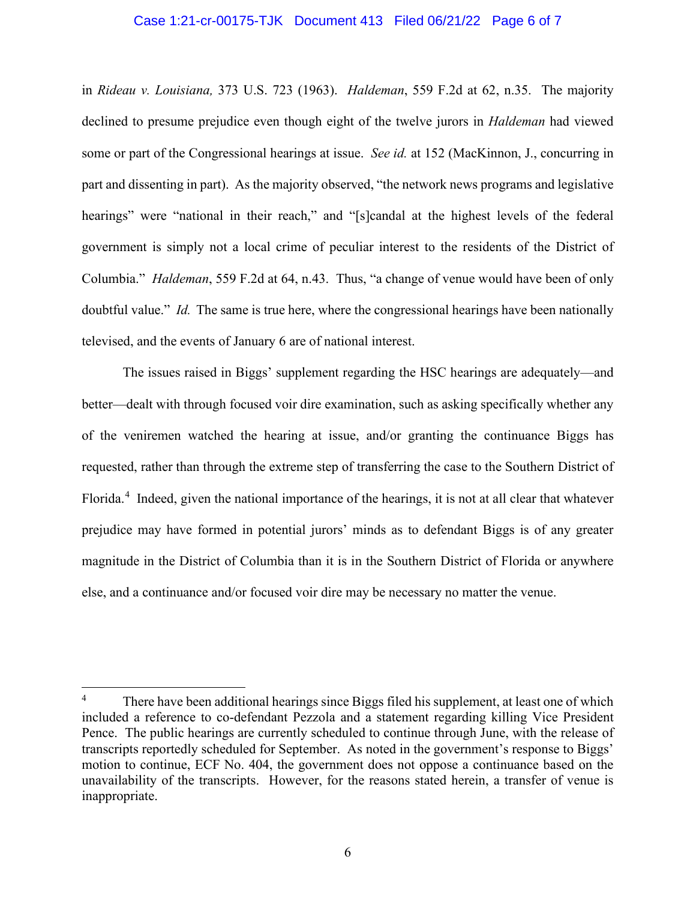in *Rideau v. Louisiana,* 373 U.S. 723 (1963). *Haldeman*, 559 F.2d at 62, n.35. The majority declined to presume prejudice even though eight of the twelve jurors in *Haldeman* had viewed some or part of the Congressional hearings at issue. *See id.* at 152 (MacKinnon, J., concurring in part and dissenting in part). As the majority observed, "the network news programs and legislative hearings" were "national in their reach," and "[s]candal at the highest levels of the federal government is simply not a local crime of peculiar interest to the residents of the District of Columbia." *Haldeman*, 559 F.2d at 64, n.43. Thus, "a change of venue would have been of only doubtful value." *Id.* The same is true here, where the congressional hearings have been nationally televised, and the events of January 6 are of national interest.

The issues raised in Biggs' supplement regarding the HSC hearings are adequately—and better—dealt with through focused voir dire examination, such as asking specifically whether any of the veniremen watched the hearing at issue, and/or granting the continuance Biggs has requested, rather than through the extreme step of transferring the case to the Southern District of Florida.[4] Indeed, given the national importance of the hearings, it is not at all clear that whatever prejudice may have formed in potential jurors' minds as to defendant Biggs is of any greater magnitude in the District of Columbia than it is in the Southern District of Florida or anywhere else, and a continuance and/or focused voir dire may be necessary no matter the venue.

[4] There have been additional hearings since Biggs filed his supplement, at least one of which included a reference to co-defendant Pezzola and a statement regarding killing Vice President Pence. The public hearings are currently scheduled to continue through June, with the release of transcripts reportedly scheduled for September. As noted in the government's response to Biggs' motion to continue, ECF No. 404, the government does not oppose a continuance based on the unavailability of the transcripts. However, for the reasons stated herein, a transfer of venue is inappropriate.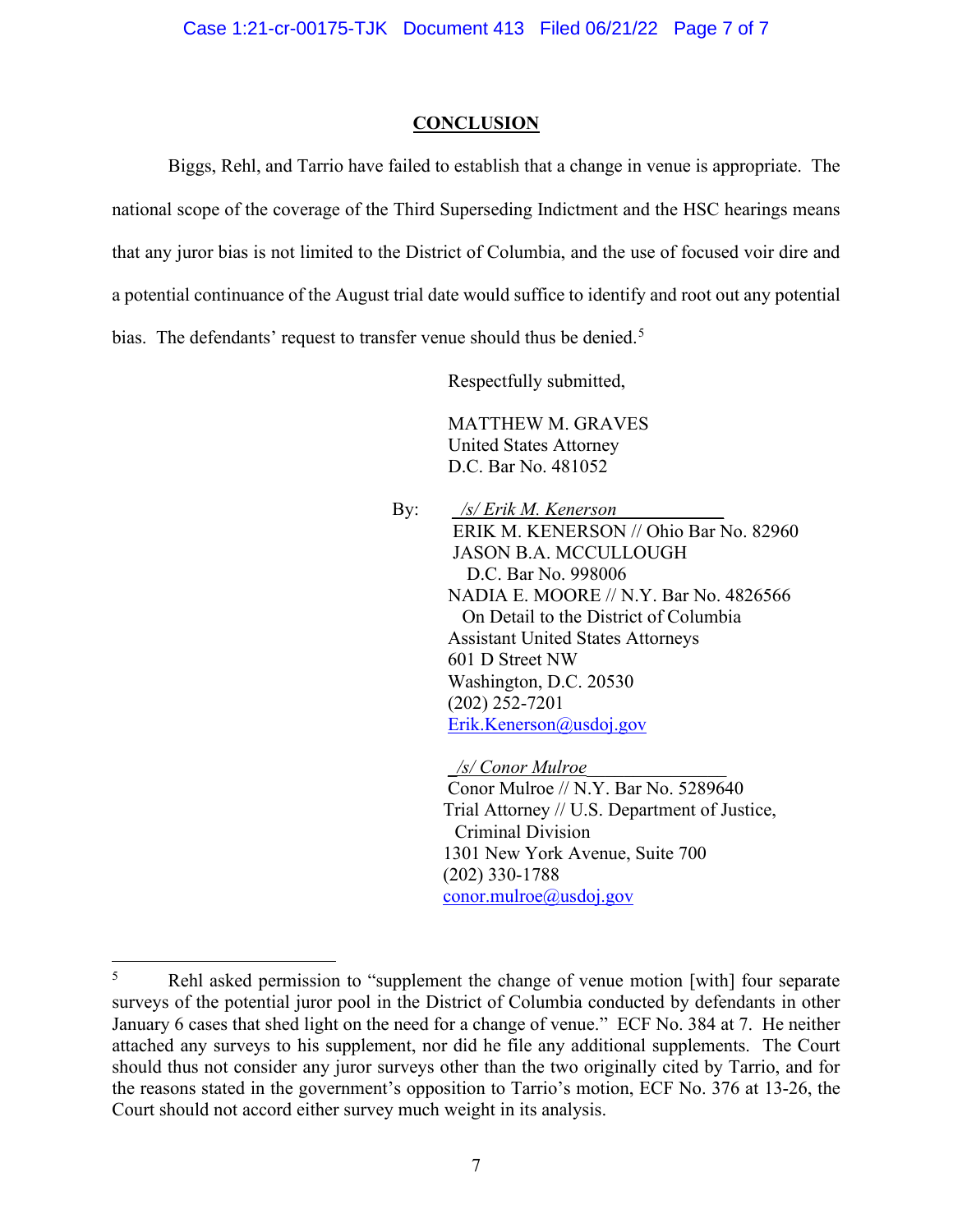## CONCLUSION

Biggs, Rehl, and Tarrio have failed to establish that a change in venue is appropriate. The national scope of the coverage of the Third Superseding Indictment and the HSC hearings means that any juror bias is not limited to the District of Columbia, and the use of focused voir dire and a potential continuance of the August trial date would suffice to identify and root out any potential bias. The defendants' request to transfer venue should thus be denied.[5]

Respectfully submitted,

MATTHEW M. GRAVES
United States Attorney
D.C. Bar No. 481052

By: */s/ Erik M. Kenerson*
ERIK M. KENERSON // Ohio Bar No. 82960
JASON B.A. MCCULLOUGH
D.C. Bar No. 998006
NADIA E. MOORE // N.Y. Bar No. 4826566
On Detail to the District of Columbia
Assistant United States Attorneys
601 D Street NW
Washington, D.C. 20530
(202) 252-7201
Erik.Kenerson@usdoj.gov

*/s/ Conor Mulroe*
Conor Mulroe // N.Y. Bar No. 5289640
Trial Attorney // U.S. Department of Justice,
Criminal Division
1301 New York Avenue, Suite 700
(202) 330-1788
conor.mulroe@usdoj.gov

---

[5] Rehl asked permission to "supplement the change of venue motion [with] four separate surveys of the potential juror pool in the District of Columbia conducted by defendants in other January 6 cases that shed light on the need for a change of venue." ECF No. 384 at 7. He neither attached any surveys to his supplement, nor did he file any additional supplements. The Court should thus not consider any juror surveys other than the two originally cited by Tarrio, and for the reasons stated in the government's opposition to Tarrio's motion, ECF No. 376 at 13-26, the Court should not accord either survey much weight in its analysis.